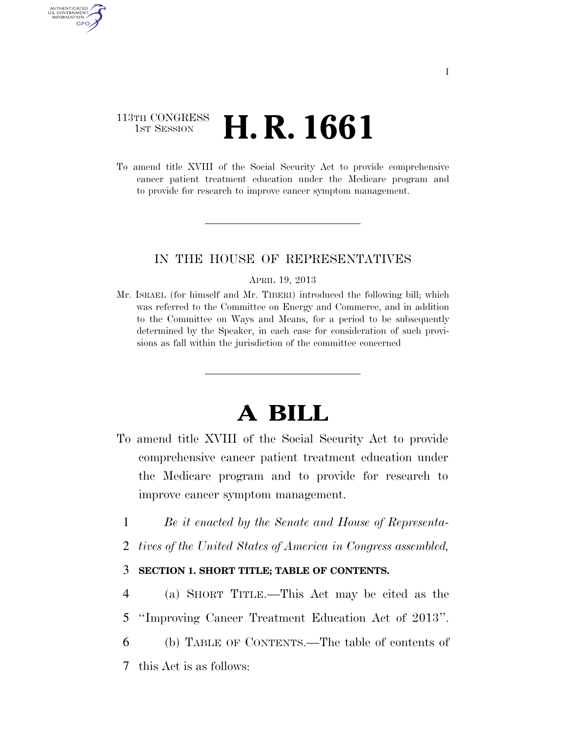113TH CONGRESS
1ST SESSION

# H. R. 1661

To amend title XVIII of the Social Security Act to provide comprehensive cancer patient treatment education under the Medicare program and to provide for research to improve cancer symptom management.

---

IN THE HOUSE OF REPRESENTATIVES

APRIL 19, 2013

Mr. ISRAEL (for himself and Mr. TIBERI) introduced the following bill; which was referred to the Committee on Energy and Commerce, and in addition to the Committee on Ways and Means, for a period to be subsequently determined by the Speaker, in each case for consideration of such provisions as fall within the jurisdiction of the committee concerned

---

# A BILL

To amend title XVIII of the Social Security Act to provide comprehensive cancer patient treatment education under the Medicare program and to provide for research to improve cancer symptom management.

1 *Be it enacted by the Senate and House of Representa-*
2 *tives of the United States of America in Congress assembled,*

3 **SECTION 1. SHORT TITLE; TABLE OF CONTENTS.**

4 (a) SHORT TITLE.—This Act may be cited as the
5 "Improving Cancer Treatment Education Act of 2013".
6 (b) TABLE OF CONTENTS.—The table of contents of
7 this Act is as follows: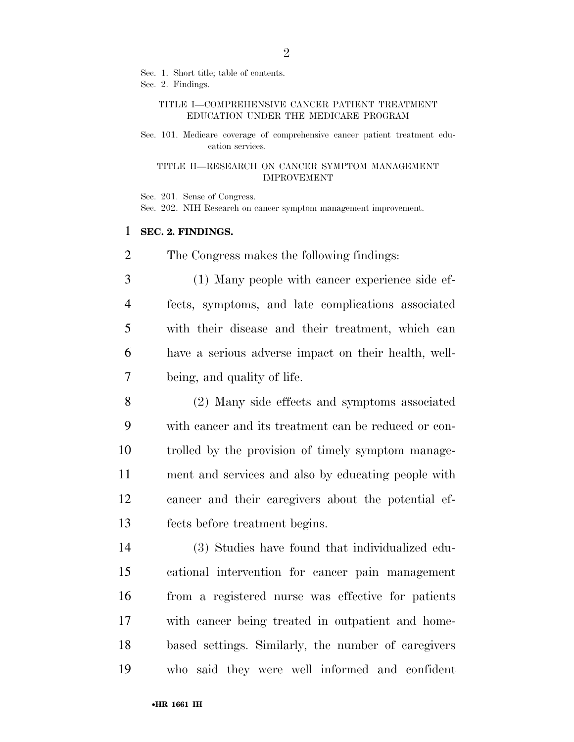Sec. 1. Short title; table of contents.
Sec. 2. Findings.

TITLE I—COMPREHENSIVE CANCER PATIENT TREATMENT EDUCATION UNDER THE MEDICARE PROGRAM

Sec. 101. Medicare coverage of comprehensive cancer patient treatment education services.

TITLE II—RESEARCH ON CANCER SYMPTOM MANAGEMENT IMPROVEMENT

Sec. 201. Sense of Congress.
Sec. 202. NIH Research on cancer symptom management improvement.

**SEC. 2. FINDINGS.**

The Congress makes the following findings:

(1) Many people with cancer experience side effects, symptoms, and late complications associated with their disease and their treatment, which can have a serious adverse impact on their health, well-being, and quality of life.

(2) Many side effects and symptoms associated with cancer and its treatment can be reduced or controlled by the provision of timely symptom management and services and also by educating people with cancer and their caregivers about the potential effects before treatment begins.

(3) Studies have found that individualized educational intervention for cancer pain management from a registered nurse was effective for patients with cancer being treated in outpatient and home-based settings. Similarly, the number of caregivers who said they were well informed and confident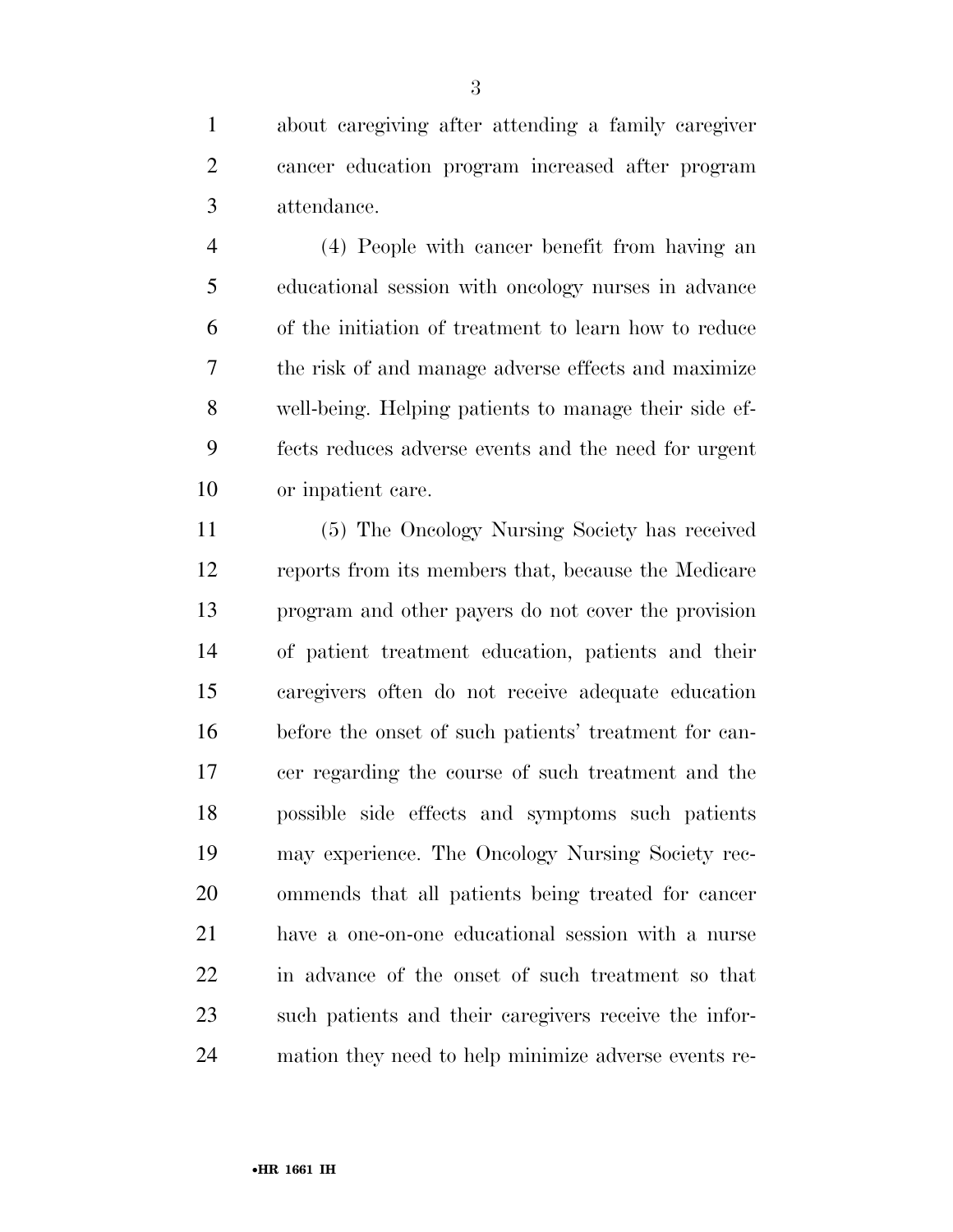about caregiving after attending a family caregiver cancer education program increased after program attendance.

(4) People with cancer benefit from having an educational session with oncology nurses in advance of the initiation of treatment to learn how to reduce the risk of and manage adverse effects and maximize well-being. Helping patients to manage their side effects reduces adverse events and the need for urgent or inpatient care.

(5) The Oncology Nursing Society has received reports from its members that, because the Medicare program and other payers do not cover the provision of patient treatment education, patients and their caregivers often do not receive adequate education before the onset of such patients' treatment for cancer regarding the course of such treatment and the possible side effects and symptoms such patients may experience. The Oncology Nursing Society recommends that all patients being treated for cancer have a one-on-one educational session with a nurse in advance of the onset of such treatment so that such patients and their caregivers receive the information they need to help minimize adverse events re-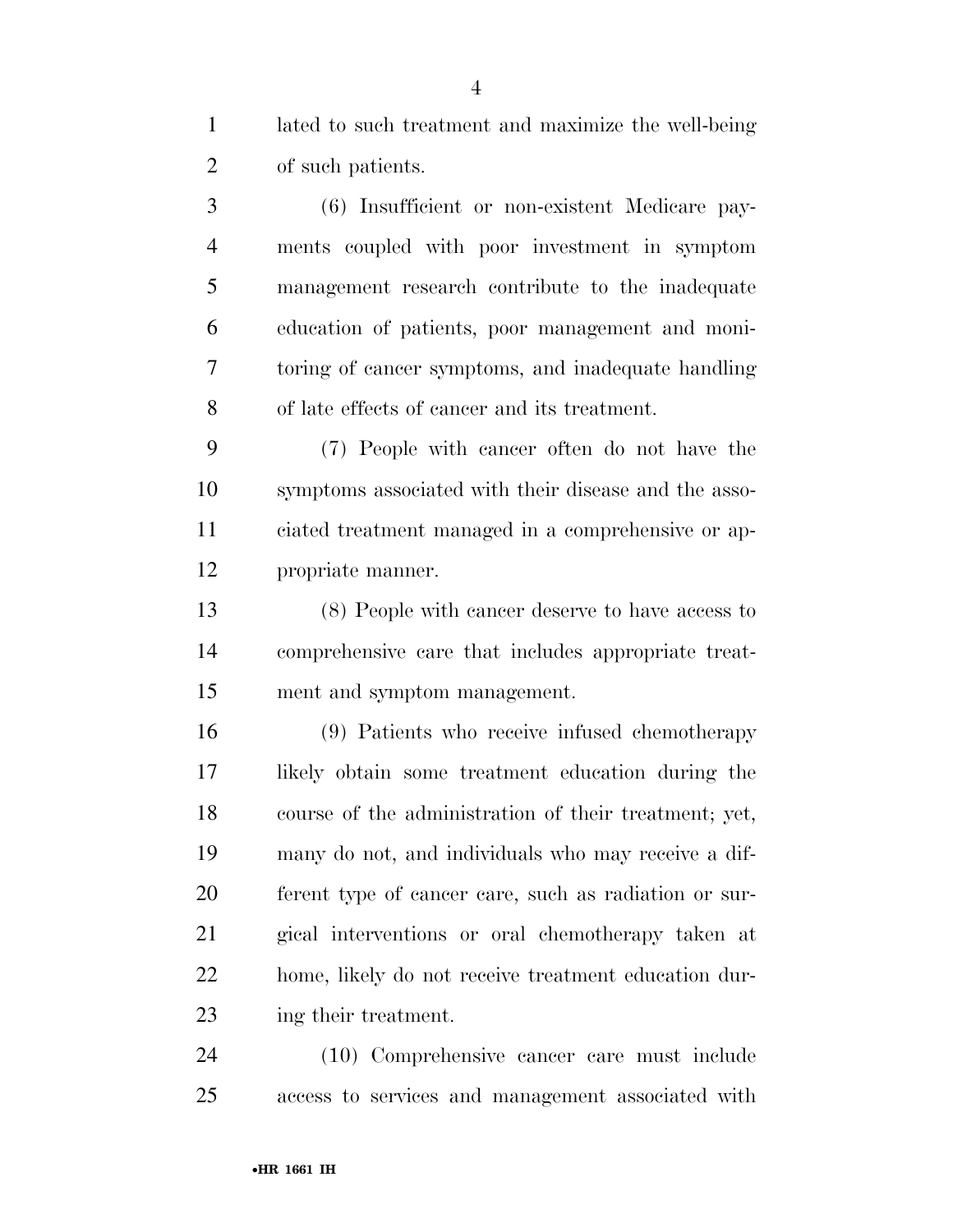lated to such treatment and maximize the well-being of such patients.

(6) Insufficient or non-existent Medicare payments coupled with poor investment in symptom management research contribute to the inadequate education of patients, poor management and monitoring of cancer symptoms, and inadequate handling of late effects of cancer and its treatment.

(7) People with cancer often do not have the symptoms associated with their disease and the associated treatment managed in a comprehensive or appropriate manner.

(8) People with cancer deserve to have access to comprehensive care that includes appropriate treatment and symptom management.

(9) Patients who receive infused chemotherapy likely obtain some treatment education during the course of the administration of their treatment; yet, many do not, and individuals who may receive a different type of cancer care, such as radiation or surgical interventions or oral chemotherapy taken at home, likely do not receive treatment education during their treatment.

(10) Comprehensive cancer care must include access to services and management associated with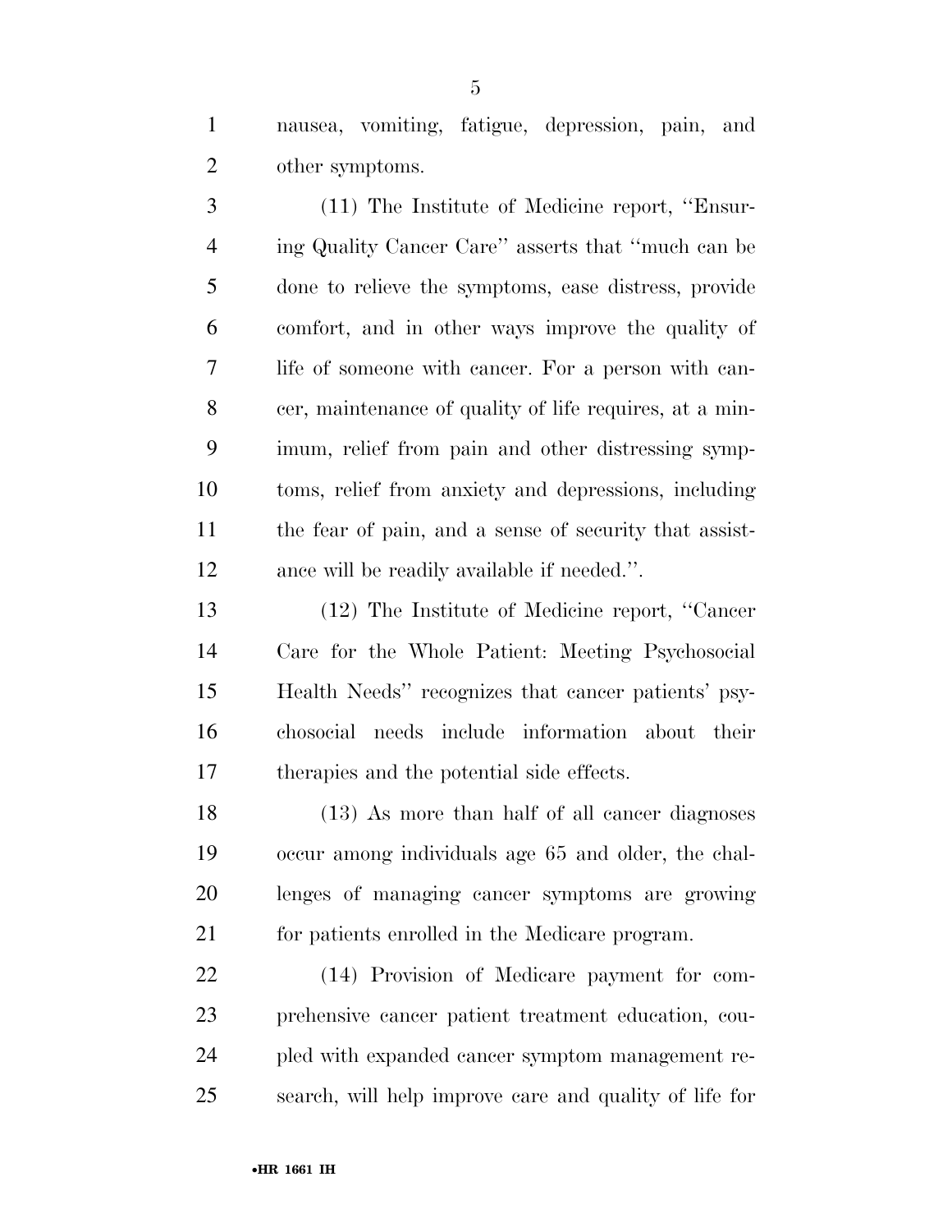nausea, vomiting, fatigue, depression, pain, and other symptoms.

(11) The Institute of Medicine report, "Ensuring Quality Cancer Care" asserts that "much can be done to relieve the symptoms, ease distress, provide comfort, and in other ways improve the quality of life of someone with cancer. For a person with cancer, maintenance of quality of life requires, at a minimum, relief from pain and other distressing symptoms, relief from anxiety and depressions, including the fear of pain, and a sense of security that assistance will be readily available if needed.".

(12) The Institute of Medicine report, "Cancer Care for the Whole Patient: Meeting Psychosocial Health Needs" recognizes that cancer patients' psychosocial needs include information about their therapies and the potential side effects.

(13) As more than half of all cancer diagnoses occur among individuals age 65 and older, the challenges of managing cancer symptoms are growing for patients enrolled in the Medicare program.

(14) Provision of Medicare payment for comprehensive cancer patient treatment education, coupled with expanded cancer symptom management research, will help improve care and quality of life for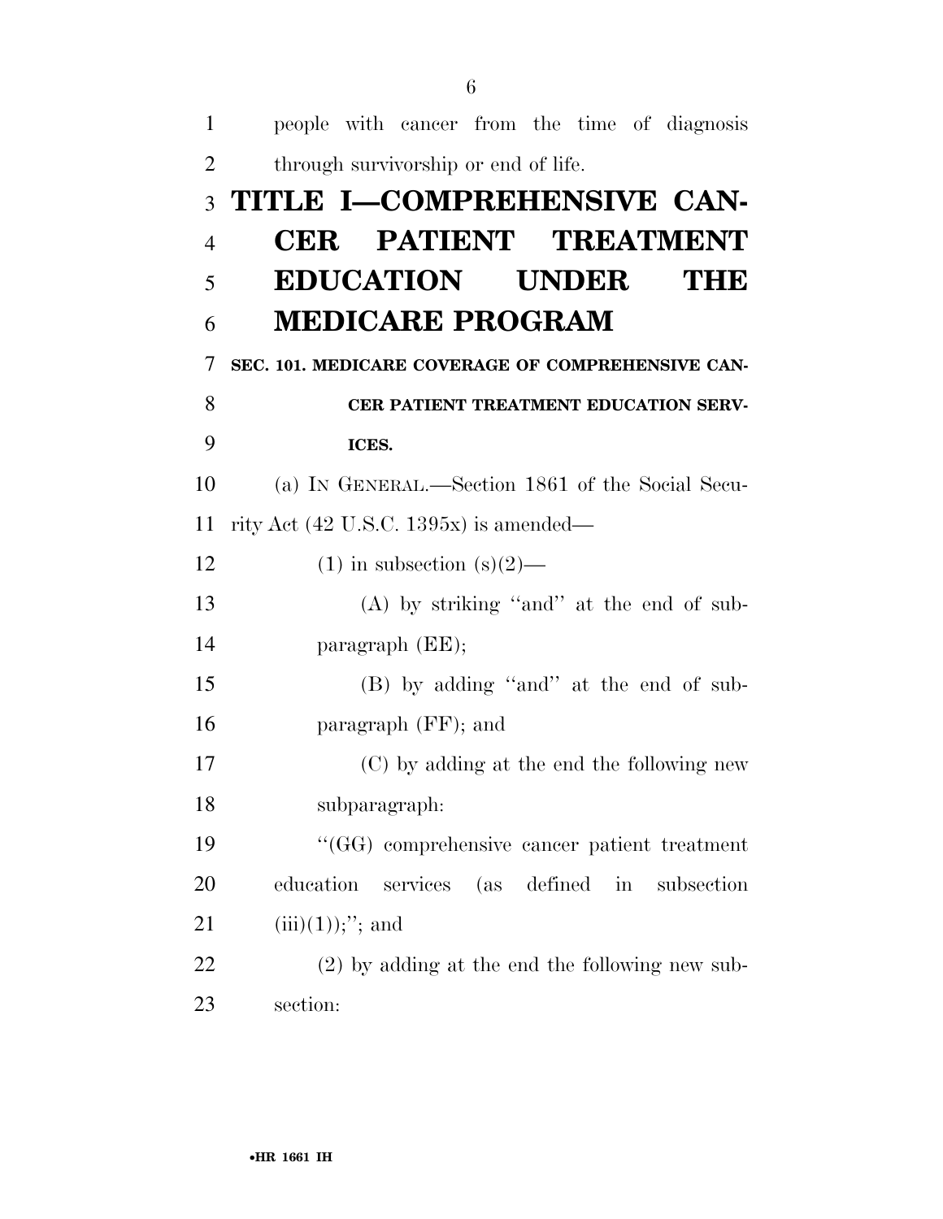people with cancer from the time of diagnosis through survivorship or end of life.

# TITLE I—COMPREHENSIVE CANCER PATIENT TREATMENT EDUCATION UNDER THE MEDICARE PROGRAM

### SEC. 101. MEDICARE COVERAGE OF COMPREHENSIVE CANCER PATIENT TREATMENT EDUCATION SERVICES.

(a) IN GENERAL.—Section 1861 of the Social Security Act (42 U.S.C. 1395x) is amended—

(1) in subsection (s)(2)—

(A) by striking ''and'' at the end of subparagraph (EE);

(B) by adding ''and'' at the end of subparagraph (FF); and

(C) by adding at the end the following new subparagraph:

''(GG) comprehensive cancer patient treatment education services (as defined in subsection (iii)(1));''; and

(2) by adding at the end the following new subsection: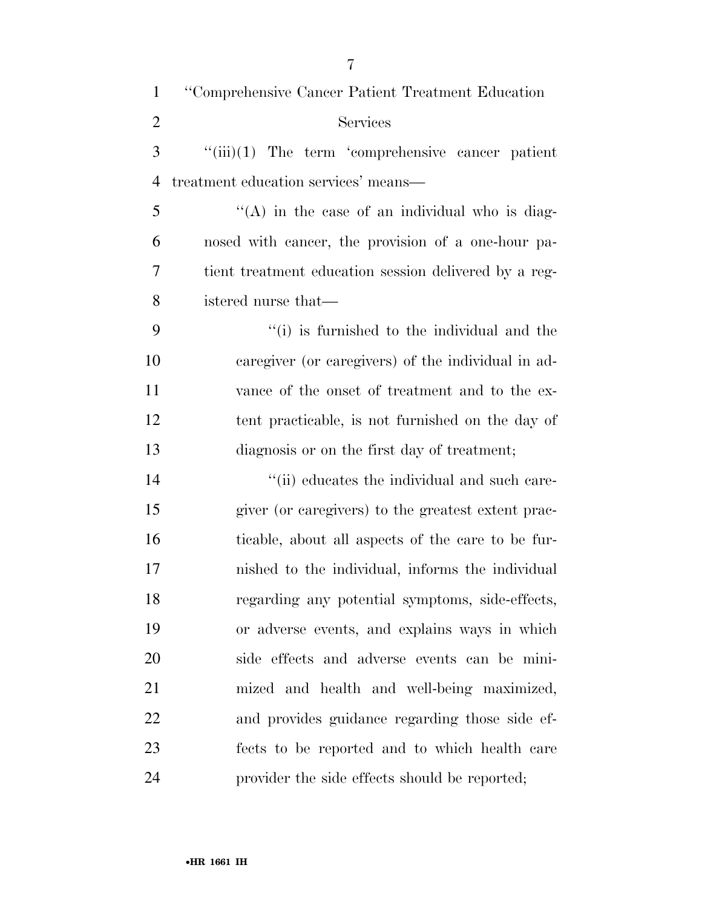"Comprehensive Cancer Patient Treatment Education Services

"(iii)(1) The term 'comprehensive cancer patient treatment education services' means—

"(A) in the case of an individual who is diagnosed with cancer, the provision of a one-hour patient treatment education session delivered by a registered nurse that—

"(i) is furnished to the individual and the caregiver (or caregivers) of the individual in advance of the onset of treatment and to the extent practicable, is not furnished on the day of diagnosis or on the first day of treatment;

"(ii) educates the individual and such caregiver (or caregivers) to the greatest extent practicable, about all aspects of the care to be furnished to the individual, informs the individual regarding any potential symptoms, side-effects, or adverse events, and explains ways in which side effects and adverse events can be minimized and health and well-being maximized, and provides guidance regarding those side effects to be reported and to which health care provider the side effects should be reported;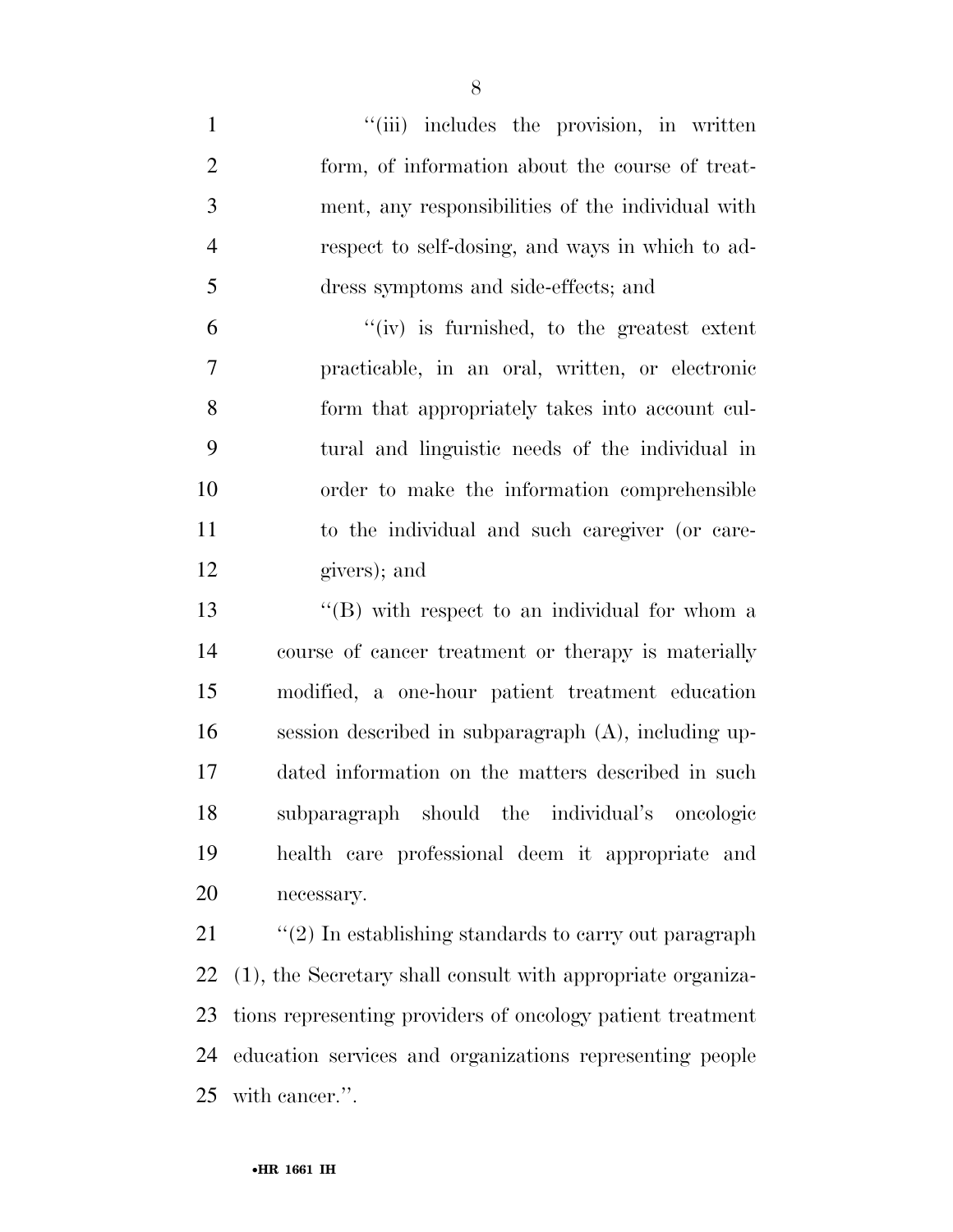"(iii) includes the provision, in written form, of information about the course of treatment, any responsibilities of the individual with respect to self-dosing, and ways in which to address symptoms and side-effects; and

"(iv) is furnished, to the greatest extent practicable, in an oral, written, or electronic form that appropriately takes into account cultural and linguistic needs of the individual in order to make the information comprehensible to the individual and such caregiver (or caregivers); and

"(B) with respect to an individual for whom a course of cancer treatment or therapy is materially modified, a one-hour patient treatment education session described in subparagraph (A), including updated information on the matters described in such subparagraph should the individual's oncologic health care professional deem it appropriate and necessary.

"(2) In establishing standards to carry out paragraph (1), the Secretary shall consult with appropriate organizations representing providers of oncology patient treatment education services and organizations representing people with cancer.".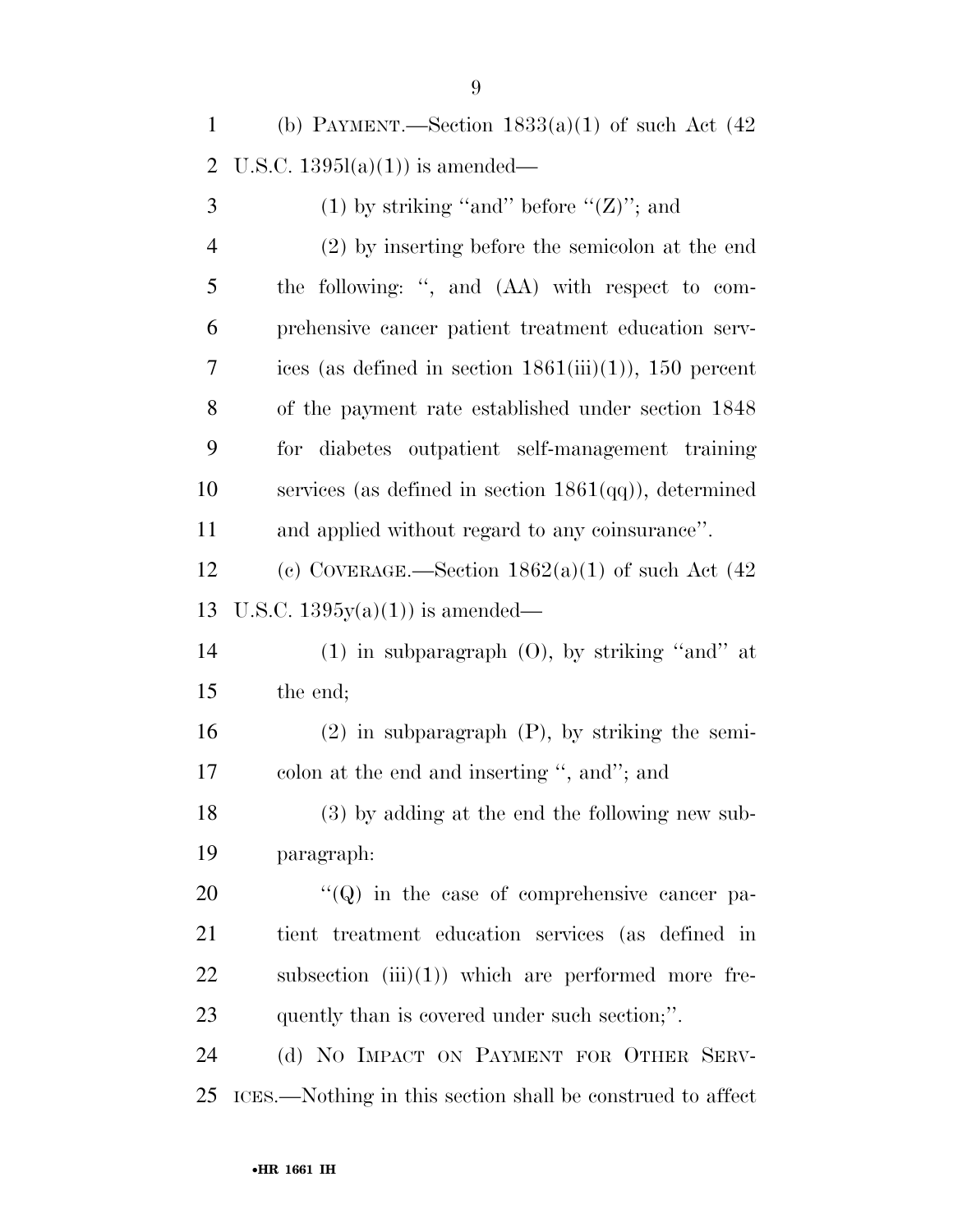(b) PAYMENT.—Section 1833(a)(1) of such Act (42 U.S.C. 1395l(a)(1)) is amended—

(1) by striking ''and'' before ''(Z)''; and

(2) by inserting before the semicolon at the end the following: '', and (AA) with respect to comprehensive cancer patient treatment education services (as defined in section 1861(iii)(1)), 150 percent of the payment rate established under section 1848 for diabetes outpatient self-management training services (as defined in section 1861(qq)), determined and applied without regard to any coinsurance''.

(c) COVERAGE.—Section 1862(a)(1) of such Act (42 U.S.C. 1395y(a)(1)) is amended—

(1) in subparagraph (O), by striking ''and'' at the end;

(2) in subparagraph (P), by striking the semicolon at the end and inserting '', and''; and

(3) by adding at the end the following new subparagraph:

''(Q) in the case of comprehensive cancer patient treatment education services (as defined in subsection (iii)(1)) which are performed more frequently than is covered under such section;''.

(d) NO IMPACT ON PAYMENT FOR OTHER SERVICES.—Nothing in this section shall be construed to affect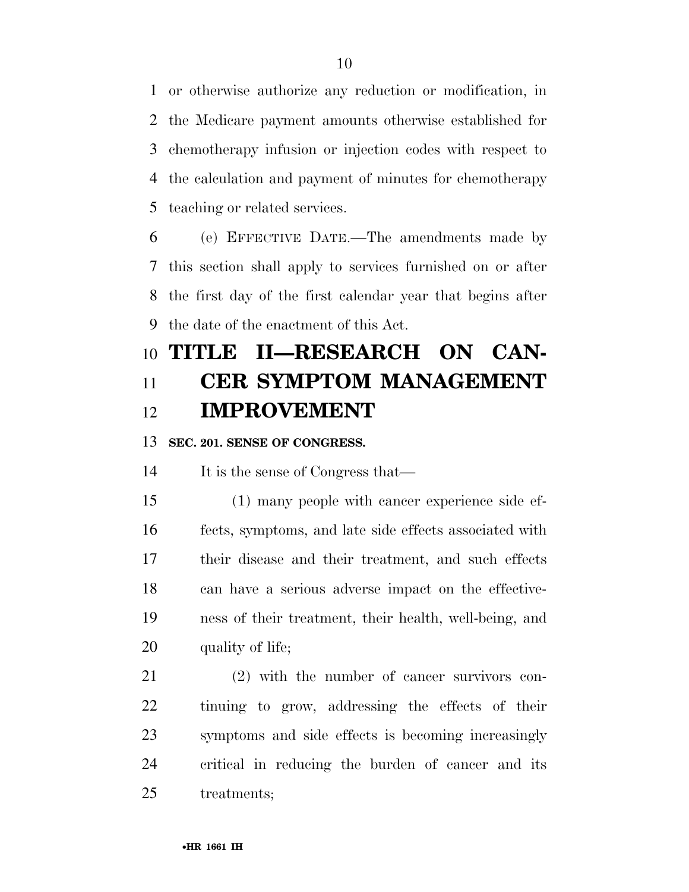or otherwise authorize any reduction or modification, in the Medicare payment amounts otherwise established for chemotherapy infusion or injection codes with respect to the calculation and payment of minutes for chemotherapy teaching or related services.

(e) EFFECTIVE DATE.—The amendments made by this section shall apply to services furnished on or after the first day of the first calendar year that begins after the date of the enactment of this Act.

# TITLE II—RESEARCH ON CANCER SYMPTOM MANAGEMENT IMPROVEMENT

### SEC. 201. SENSE OF CONGRESS.

It is the sense of Congress that—

(1) many people with cancer experience side effects, symptoms, and late side effects associated with their disease and their treatment, and such effects can have a serious adverse impact on the effectiveness of their treatment, their health, well-being, and quality of life;

(2) with the number of cancer survivors continuing to grow, addressing the effects of their symptoms and side effects is becoming increasingly critical in reducing the burden of cancer and its treatments;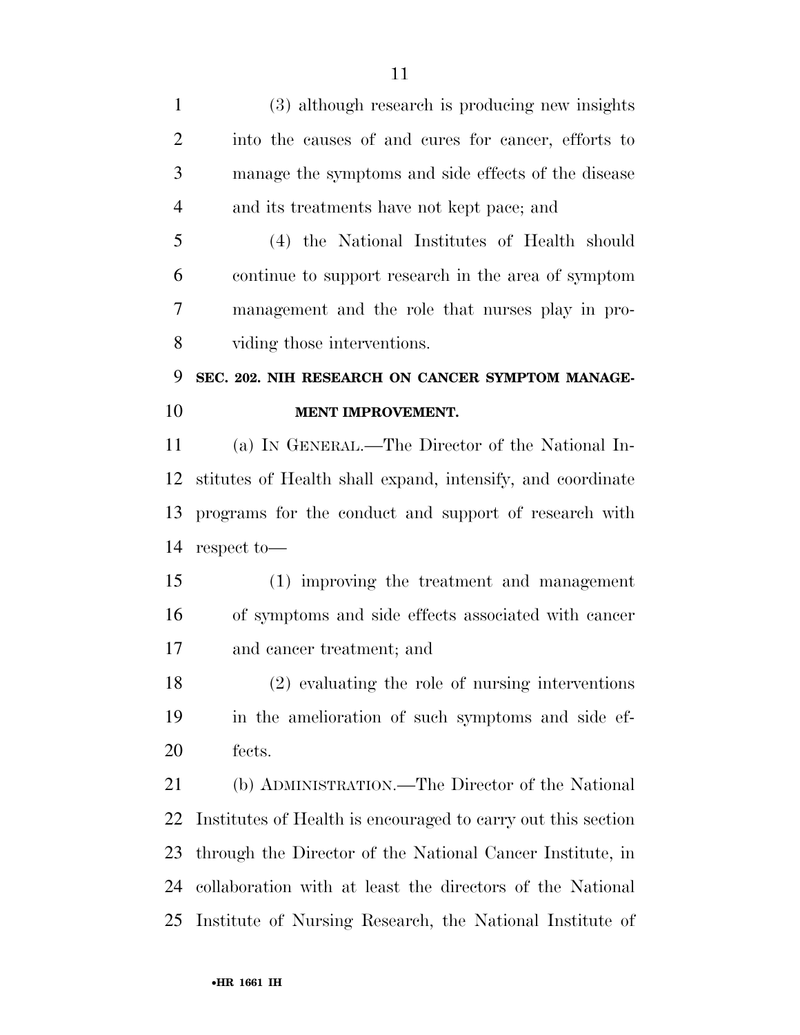(3) although research is producing new insights into the causes of and cures for cancer, efforts to manage the symptoms and side effects of the disease and its treatments have not kept pace; and

(4) the National Institutes of Health should continue to support research in the area of symptom management and the role that nurses play in providing those interventions.

**SEC. 202. NIH RESEARCH ON CANCER SYMPTOM MANAGEMENT IMPROVEMENT.**

(a) IN GENERAL.—The Director of the National Institutes of Health shall expand, intensify, and coordinate programs for the conduct and support of research with respect to—

(1) improving the treatment and management of symptoms and side effects associated with cancer and cancer treatment; and

(2) evaluating the role of nursing interventions in the amelioration of such symptoms and side effects.

(b) ADMINISTRATION.—The Director of the National Institutes of Health is encouraged to carry out this section through the Director of the National Cancer Institute, in collaboration with at least the directors of the National Institute of Nursing Research, the National Institute of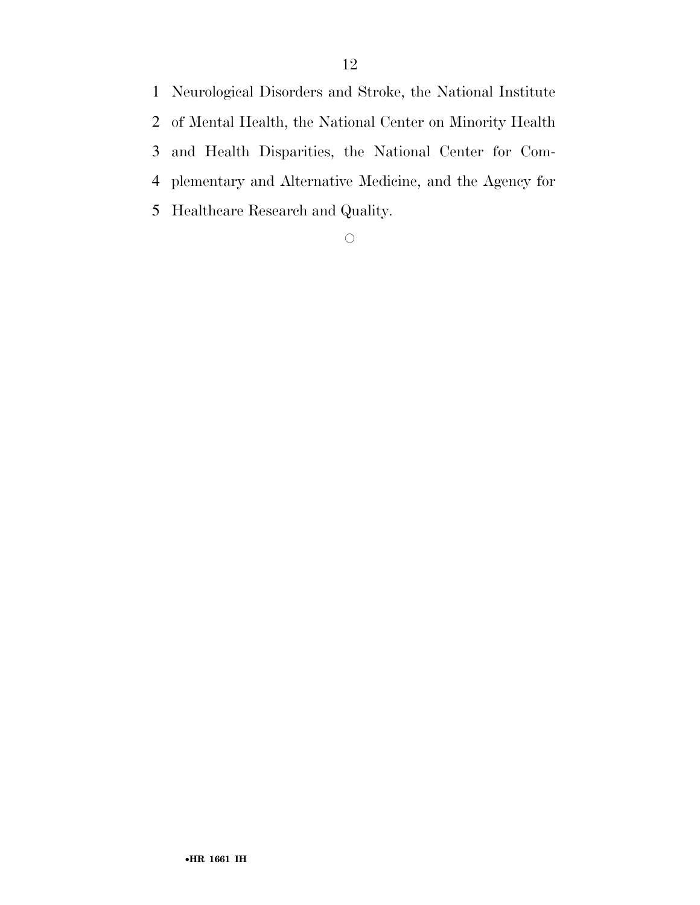Neurological Disorders and Stroke, the National Institute of Mental Health, the National Center on Minority Health and Health Disparities, the National Center for Complementary and Alternative Medicine, and the Agency for Healthcare Research and Quality.